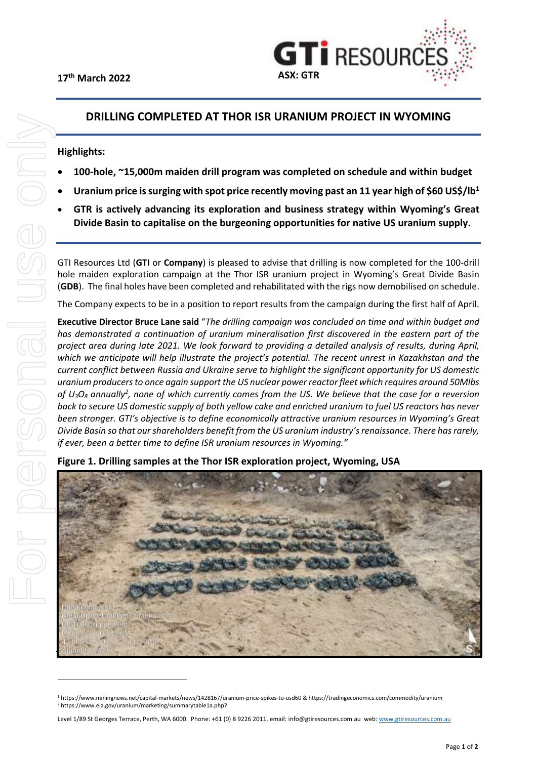17th March 2022

GTi RESOURCES
ASX: GTR

# DRILLING COMPLETED AT THOR ISR URANIUM PROJECT IN WYOMING

**Highlights:**

- **100-hole, ~15,000m maiden drill program was completed on schedule and within budget**
- **Uranium price is surging with spot price recently moving past an 11 year high of $60 US$/lb[1]**
- **GTR is actively advancing its exploration and business strategy within Wyoming's Great Divide Basin to capitalise on the burgeoning opportunities for native US uranium supply.**

GTI Resources Ltd (**GTI** or **Company**) is pleased to advise that drilling is now completed for the 100-drill hole maiden exploration campaign at the Thor ISR uranium project in Wyoming's Great Divide Basin (**GDB**). The final holes have been completed and rehabilitated with the rigs now demobilised on schedule.

The Company expects to be in a position to report results from the campaign during the first half of April.

**Executive Director Bruce Lane said** "*The drilling campaign was concluded on time and within budget and has demonstrated a continuation of uranium mineralisation first discovered in the eastern part of the project area during late 2021. We look forward to providing a detailed analysis of results, during April, which we anticipate will help illustrate the project's potential. The recent unrest in Kazakhstan and the current conflict between Russia and Ukraine serve to highlight the significant opportunity for US domestic uranium producers to once again support the US nuclear power reactor fleet which requires around 50Mlbs of $U_3O_8$ annually[2], none of which currently comes from the US. We believe that the case for a reversion back to secure US domestic supply of both yellow cake and enriched uranium to fuel US reactors has never been stronger. GTI's objective is to define economically attractive uranium resources in Wyoming's Great Divide Basin so that our shareholders benefit from the US uranium industry's renaissance. There has rarely, if ever, been a better time to define ISR uranium resources in Wyoming.*"

**Figure 1. Drilling samples at the Thor ISR exploration project, Wyoming, USA**

[1] https://www.miningnews.net/capital-markets/news/1428167/uranium-price-spikes-to-usd60 & https://tradingeconomics.com/commodity/uranium
[2] https://www.eia.gov/uranium/marketing/summarytable1a.php?

Level 1/89 St Georges Terrace, Perth, WA 6000. Phone: +61 (0) 8 9226 2011, email: info@gtiresources.com.au web: www.gtiresources.com.au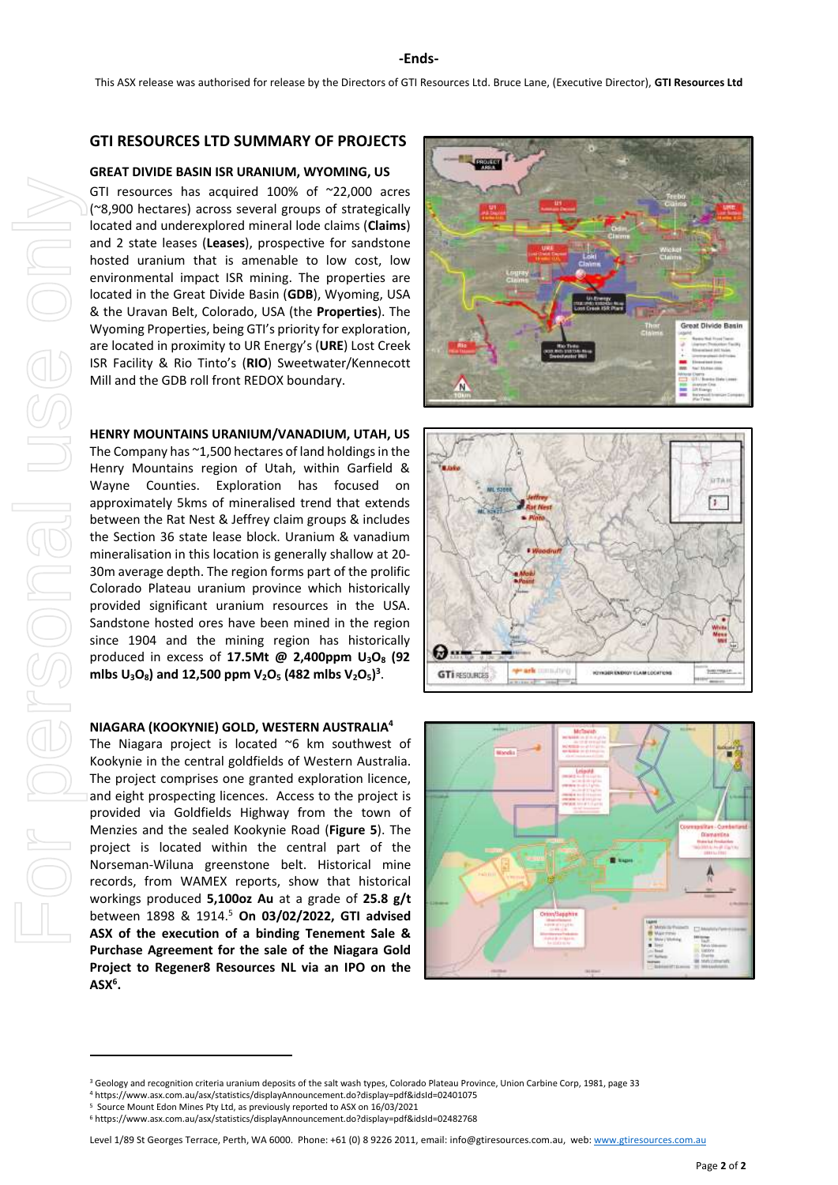**-Ends-**

This ASX release was authorised for release by the Directors of GTI Resources Ltd. Bruce Lane, (Executive Director), **GTI Resources Ltd**

## GTI RESOURCES LTD SUMMARY OF PROJECTS

### GREAT DIVIDE BASIN ISR URANIUM, WYOMING, US

GTI resources has acquired 100% of ~22,000 acres (~8,900 hectares) across several groups of strategically located and underexplored mineral lode claims (**Claims**) and 2 state leases (**Leases**), prospective for sandstone hosted uranium that is amenable to low cost, low environmental impact ISR mining. The properties are located in the Great Divide Basin (**GDB**), Wyoming, USA & the Uravan Belt, Colorado, USA (the **Properties**). The Wyoming Properties, being GTI's priority for exploration, are located in proximity to UR Energy's (**URE**) Lost Creek ISR Facility & Rio Tinto's (**RIO**) Sweetwater/Kennecott Mill and the GDB roll front REDOX boundary.

### HENRY MOUNTAINS URANIUM/VANADIUM, UTAH, US

The Company has ~1,500 hectares of land holdings in the Henry Mountains region of Utah, within Garfield & Wayne Counties. Exploration has focused on approximately 5kms of mineralised trend that extends between the Rat Nest & Jeffrey claim groups & includes the Section 36 state lease block. Uranium & vanadium mineralisation in this location is generally shallow at 20-30m average depth. The region forms part of the prolific Colorado Plateau uranium province which historically provided significant uranium resources in the USA. Sandstone hosted ores have been mined in the region since 1904 and the mining region has historically produced in excess of **17.5Mt @ 2,400ppm $U_3O_8$ (92 mlbs $U_3O_8$) and 12,500 ppm $V_2O_5$ (482 mlbs $V_2O_5$)**[3].

### NIAGARA (KOOKYNIE) GOLD, WESTERN AUSTRALIA[4]

The Niagara project is located ~6 km southwest of Kookynie in the central goldfields of Western Australia. The project comprises one granted exploration licence, and eight prospecting licences. Access to the project is provided via Goldfields Highway from the town of Menzies and the sealed Kookynie Road (**Figure 5**). The project is located within the central part of the Norseman-Wiluna greenstone belt. Historical mine records, from WAMEX reports, show that historical workings produced **5,100oz Au** at a grade of **25.8 g/t** between 1898 & 1914.[5] **On 03/02/2022, GTI advised ASX of the execution of a binding Tenement Sale & Purchase Agreement for the sale of the Niagara Gold Project to Regener8 Resources NL via an IPO on the ASX**[6]**.**

---

[3] Geology and recognition criteria uranium deposits of the salt wash types, Colorado Plateau Province, Union Carbide Corp, 1981, page 33

[4] https://www.asx.com.au/asx/statistics/displayAnnouncement.do?display=pdf&idsId=02401075

[5] Source Mount Edon Mines Pty Ltd, as previously reported to ASX on 16/03/2021

[6] https://www.asx.com.au/asx/statistics/displayAnnouncement.do?display=pdf&idsId=02482768

Level 1/89 St Georges Terrace, Perth, WA 6000. Phone: +61 (0) 8 9226 2011, email: info@gtiresources.com.au, web: www.gtiresources.com.au